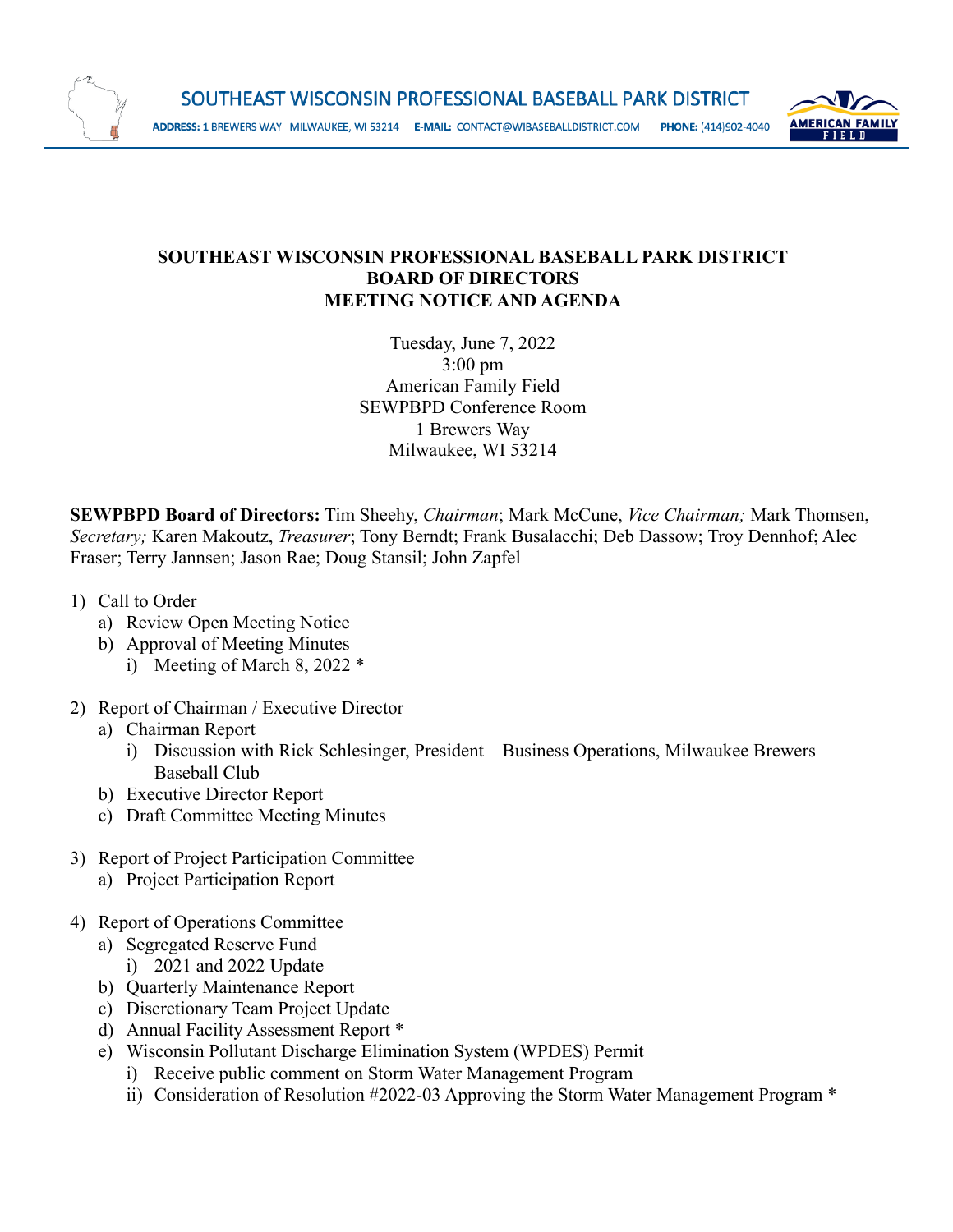SOUTHEAST WISCONSIN PROFESSIONAL BASEBALL PARK DISTRICT

**ADDRESS:** 1 BREWERS WAY MILWAUKEE, WI 53214 **E-MAIL:** CONTACT@WIBASEBALLDISTRICT.COM **PHONE:** (414)902-4040

# SOUTHEAST WISCONSIN PROFESSIONAL BASEBALL PARK DISTRICT
# BOARD OF DIRECTORS
# MEETING NOTICE AND AGENDA

Tuesday, June 7, 2022
3:00 pm
American Family Field
SEWPBPD Conference Room
1 Brewers Way
Milwaukee, WI 53214

**SEWPBPD Board of Directors:** Tim Sheehy, *Chairman*; Mark McCune, *Vice Chairman;* Mark Thomsen, *Secretary;* Karen Makoutz, *Treasurer*; Tony Berndt; Frank Busalacchi; Deb Dassow; Troy Dennhof; Alec Fraser; Terry Jannsen; Jason Rae; Doug Stansil; John Zapfel

1) Call to Order
   a) Review Open Meeting Notice
   b) Approval of Meeting Minutes
      i) Meeting of March 8, 2022 *

2) Report of Chairman / Executive Director
   a) Chairman Report
      i) Discussion with Rick Schlesinger, President – Business Operations, Milwaukee Brewers Baseball Club
   b) Executive Director Report
   c) Draft Committee Meeting Minutes

3) Report of Project Participation Committee
   a) Project Participation Report

4) Report of Operations Committee
   a) Segregated Reserve Fund
      i) 2021 and 2022 Update
   b) Quarterly Maintenance Report
   c) Discretionary Team Project Update
   d) Annual Facility Assessment Report *
   e) Wisconsin Pollutant Discharge Elimination System (WPDES) Permit
      i) Receive public comment on Storm Water Management Program
      ii) Consideration of Resolution #2022-03 Approving the Storm Water Management Program *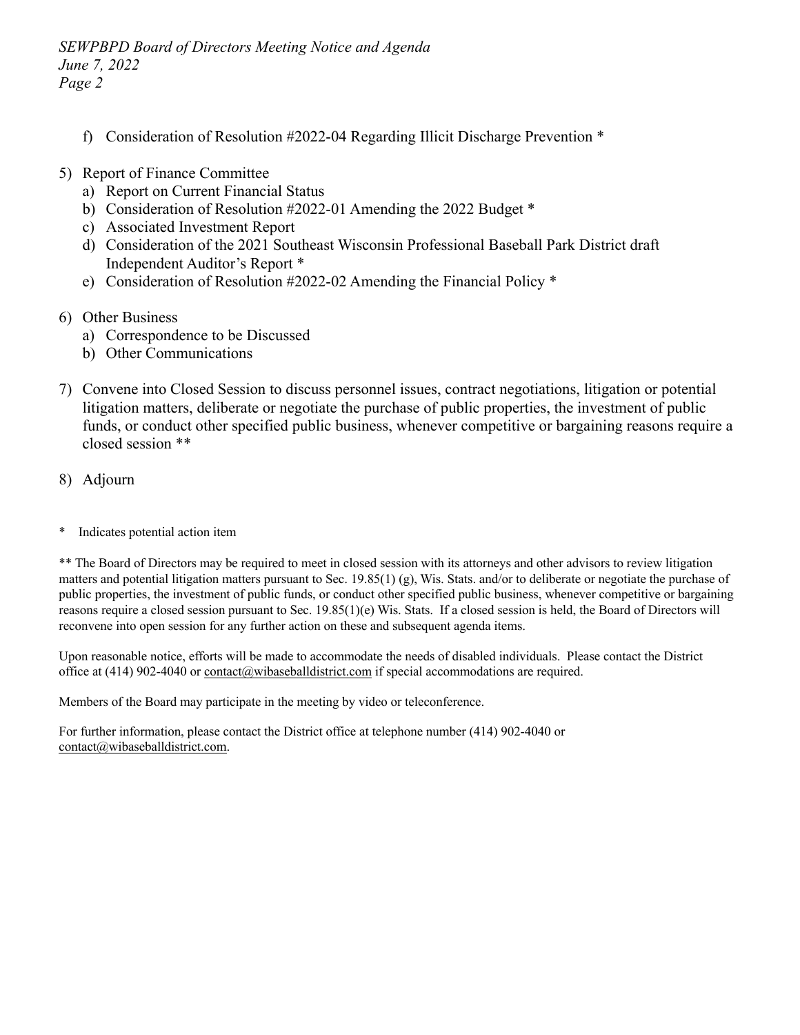f) Consideration of Resolution #2022-04 Regarding Illicit Discharge Prevention *

5) Report of Finance Committee
   a) Report on Current Financial Status
   b) Consideration of Resolution #2022-01 Amending the 2022 Budget *
   c) Associated Investment Report
   d) Consideration of the 2021 Southeast Wisconsin Professional Baseball Park District draft Independent Auditor's Report *
   e) Consideration of Resolution #2022-02 Amending the Financial Policy *

6) Other Business
   a) Correspondence to be Discussed
   b) Other Communications

7) Convene into Closed Session to discuss personnel issues, contract negotiations, litigation or potential litigation matters, deliberate or negotiate the purchase of public properties, the investment of public funds, or conduct other specified public business, whenever competitive or bargaining reasons require a closed session **

8) Adjourn

\* Indicates potential action item

** The Board of Directors may be required to meet in closed session with its attorneys and other advisors to review litigation matters and potential litigation matters pursuant to Sec. 19.85(1) (g), Wis. Stats. and/or to deliberate or negotiate the purchase of public properties, the investment of public funds, or conduct other specified public business, whenever competitive or bargaining reasons require a closed session pursuant to Sec. 19.85(1)(e) Wis. Stats. If a closed session is held, the Board of Directors will reconvene into open session for any further action on these and subsequent agenda items.

Upon reasonable notice, efforts will be made to accommodate the needs of disabled individuals. Please contact the District office at (414) 902-4040 or contact@wibaseballdistrict.com if special accommodations are required.

Members of the Board may participate in the meeting by video or teleconference.

For further information, please contact the District office at telephone number (414) 902-4040 or contact@wibaseballdistrict.com.